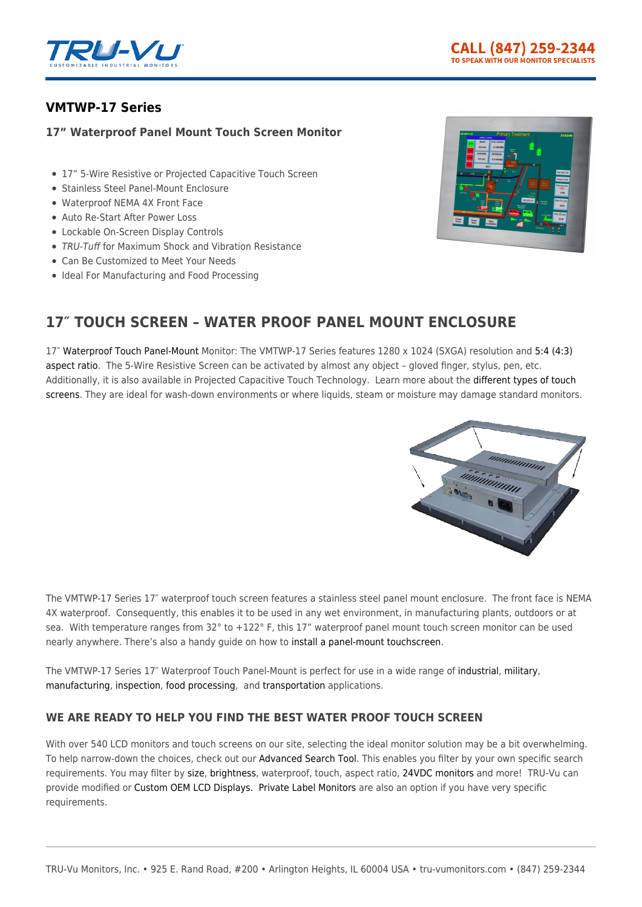## VMTWP-17 Series

### 17" Waterproof Panel Mount Touch Screen Monitor

- 17" 5-Wire Resistive or Projected Capacitive Touch Screen
- Stainless Steel Panel-Mount Enclosure
- Waterproof NEMA 4X Front Face
- Auto Re-Start After Power Loss
- Lockable On-Screen Display Controls
- *TRU-Tuff* for Maximum Shock and Vibration Resistance
- Can Be Customized to Meet Your Needs
- Ideal For Manufacturing and Food Processing

# 17″ TOUCH SCREEN – WATER PROOF PANEL MOUNT ENCLOSURE

17″ Waterproof Touch Panel-Mount Monitor: The VMTWP-17 Series features 1280 x 1024 (SXGA) resolution and 5:4 (4:3) aspect ratio. The 5-Wire Resistive Screen can be activated by almost any object – gloved finger, stylus, pen, etc. Additionally, it is also available in Projected Capacitive Touch Technology. Learn more about the different types of touch screens. They are ideal for wash-down environments or where liquids, steam or moisture may damage standard monitors.

The VMTWP-17 Series 17″ waterproof touch screen features a stainless steel panel mount enclosure. The front face is NEMA 4X waterproof. Consequently, this enables it to be used in any wet environment, in manufacturing plants, outdoors or at sea. With temperature ranges from 32° to +122° F, this 17" waterproof panel mount touch screen monitor can be used nearly anywhere. There's also a handy guide on how to install a panel-mount touchscreen.

The VMTWP-17 Series 17″ Waterproof Touch Panel-Mount is perfect for use in a wide range of industrial, military, manufacturing, inspection, food processing, and transportation applications.

### WE ARE READY TO HELP YOU FIND THE BEST WATER PROOF TOUCH SCREEN

With over 540 LCD monitors and touch screens on our site, selecting the ideal monitor solution may be a bit overwhelming. To help narrow-down the choices, check out our Advanced Search Tool. This enables you filter by your own specific search requirements. You may filter by size, brightness, waterproof, touch, aspect ratio, 24VDC monitors and more! TRU-Vu can provide modified or Custom OEM LCD Displays. Private Label Monitors are also an option if you have very specific requirements.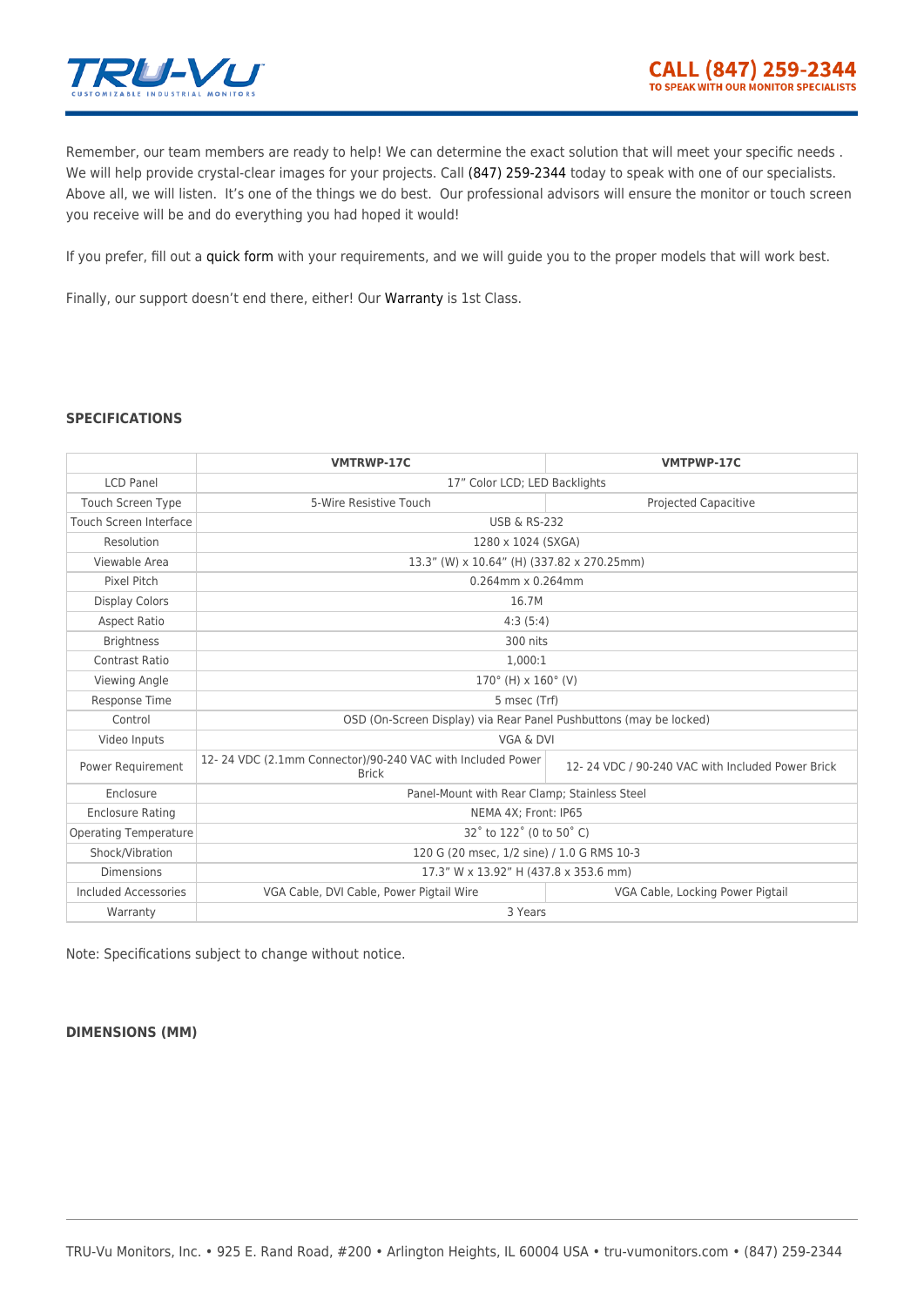Remember, our team members are ready to help! We can determine the exact solution that will meet your specific needs . We will help provide crystal-clear images for your projects. Call (847) 259-2344 today to speak with one of our specialists. Above all, we will listen. It's one of the things we do best. Our professional advisors will ensure the monitor or touch screen you receive will be and do everything you had hoped it would!

If you prefer, fill out a quick form with your requirements, and we will guide you to the proper models that will work best.

Finally, our support doesn't end there, either! Our Warranty is 1st Class.

## SPECIFICATIONS

| | VMTRWP-17C | VMTPWP-17C |
|---|---|---|
| LCD Panel | 17" Color LCD; LED Backlights | |
| Touch Screen Type | 5-Wire Resistive Touch | Projected Capacitive |
| Touch Screen Interface | USB & RS-232 | |
| Resolution | 1280 x 1024 (SXGA) | |
| Viewable Area | 13.3" (W) x 10.64" (H) (337.82 x 270.25mm) | |
| Pixel Pitch | 0.264mm x 0.264mm | |
| Display Colors | 16.7M | |
| Aspect Ratio | 4:3 (5:4) | |
| Brightness | 300 nits | |
| Contrast Ratio | 1,000:1 | |
| Viewing Angle | 170° (H) x 160° (V) | |
| Response Time | 5 msec (Trf) | |
| Control | OSD (On-Screen Display) via Rear Panel Pushbuttons (may be locked) | |
| Video Inputs | VGA & DVI | |
| Power Requirement | 12- 24 VDC (2.1mm Connector)/90-240 VAC with Included Power Brick | 12- 24 VDC / 90-240 VAC with Included Power Brick |
| Enclosure | Panel-Mount with Rear Clamp; Stainless Steel | |
| Enclosure Rating | NEMA 4X; Front: IP65 | |
| Operating Temperature | 32˚ to 122˚ (0 to 50˚ C) | |
| Shock/Vibration | 120 G (20 msec, 1/2 sine) / 1.0 G RMS 10-3 | |
| Dimensions | 17.3" W x 13.92" H (437.8 x 353.6 mm) | |
| Included Accessories | VGA Cable, DVI Cable, Power Pigtail Wire | VGA Cable, Locking Power Pigtail |
| Warranty | 3 Years | |

Note: Specifications subject to change without notice.

## DIMENSIONS (MM)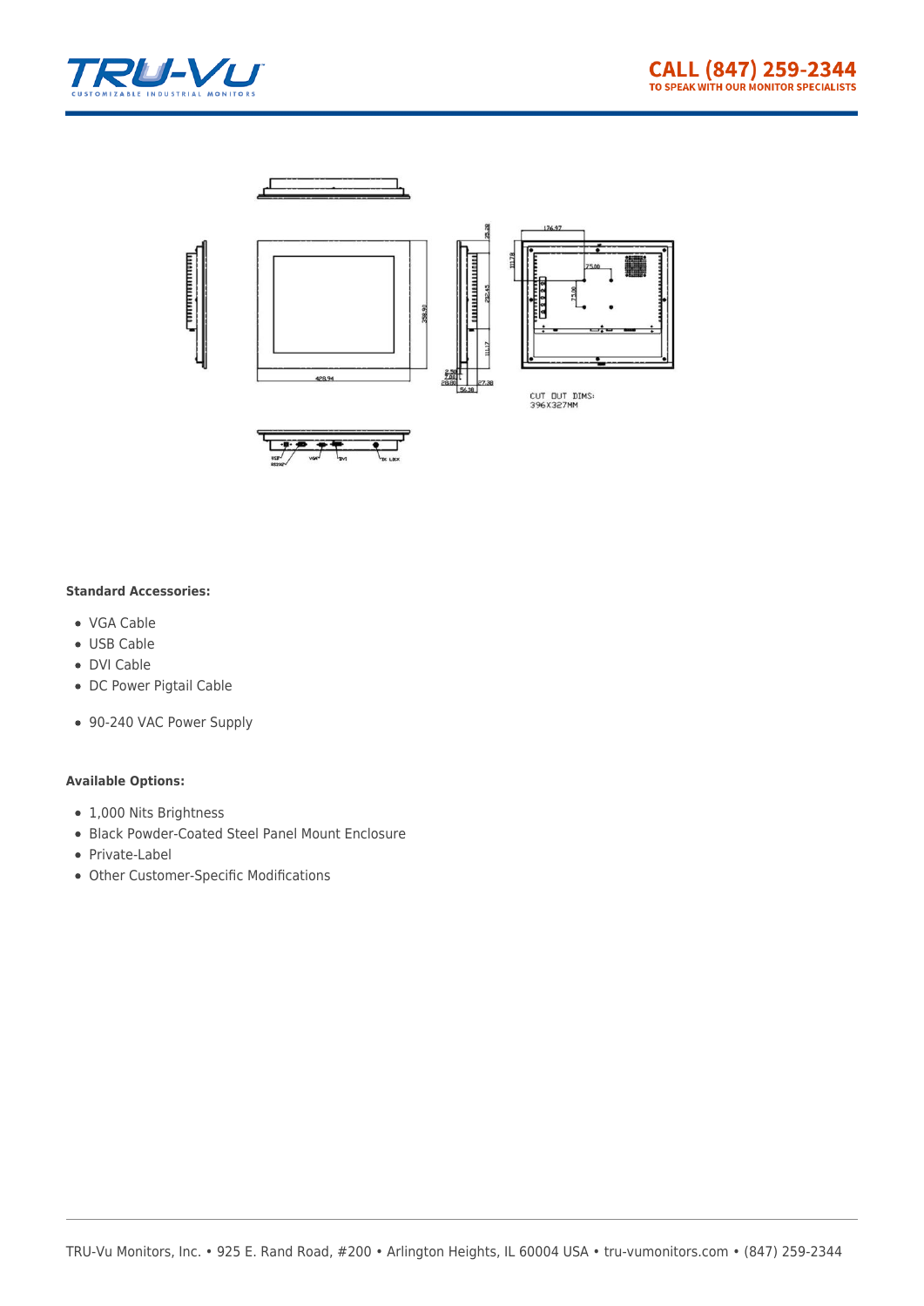CUT OUT DIMS:
396X327MM

**Standard Accessories:**

- VGA Cable
- USB Cable
- DVI Cable
- DC Power Pigtail Cable

- 90-240 VAC Power Supply

**Available Options:**

- 1,000 Nits Brightness
- Black Powder-Coated Steel Panel Mount Enclosure
- Private-Label
- Other Customer-Specific Modifications